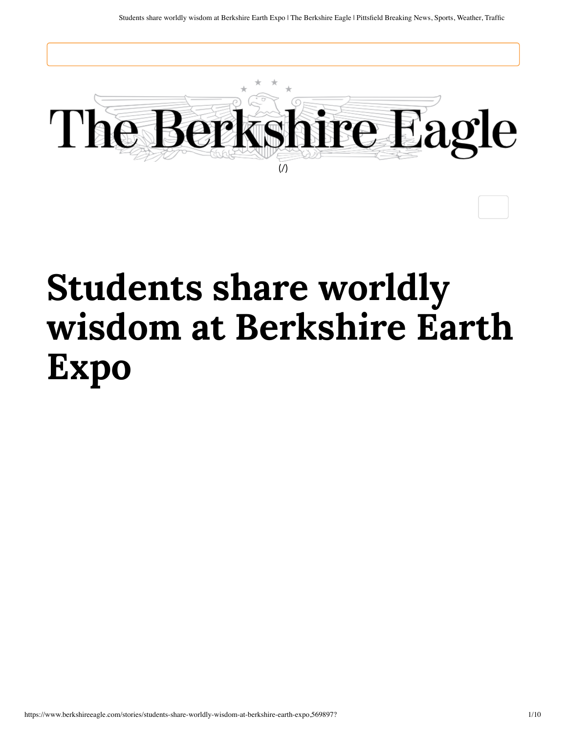The Berkshire Eagle

(/)

# Students share worldly wisdom at Berkshire Earth Expo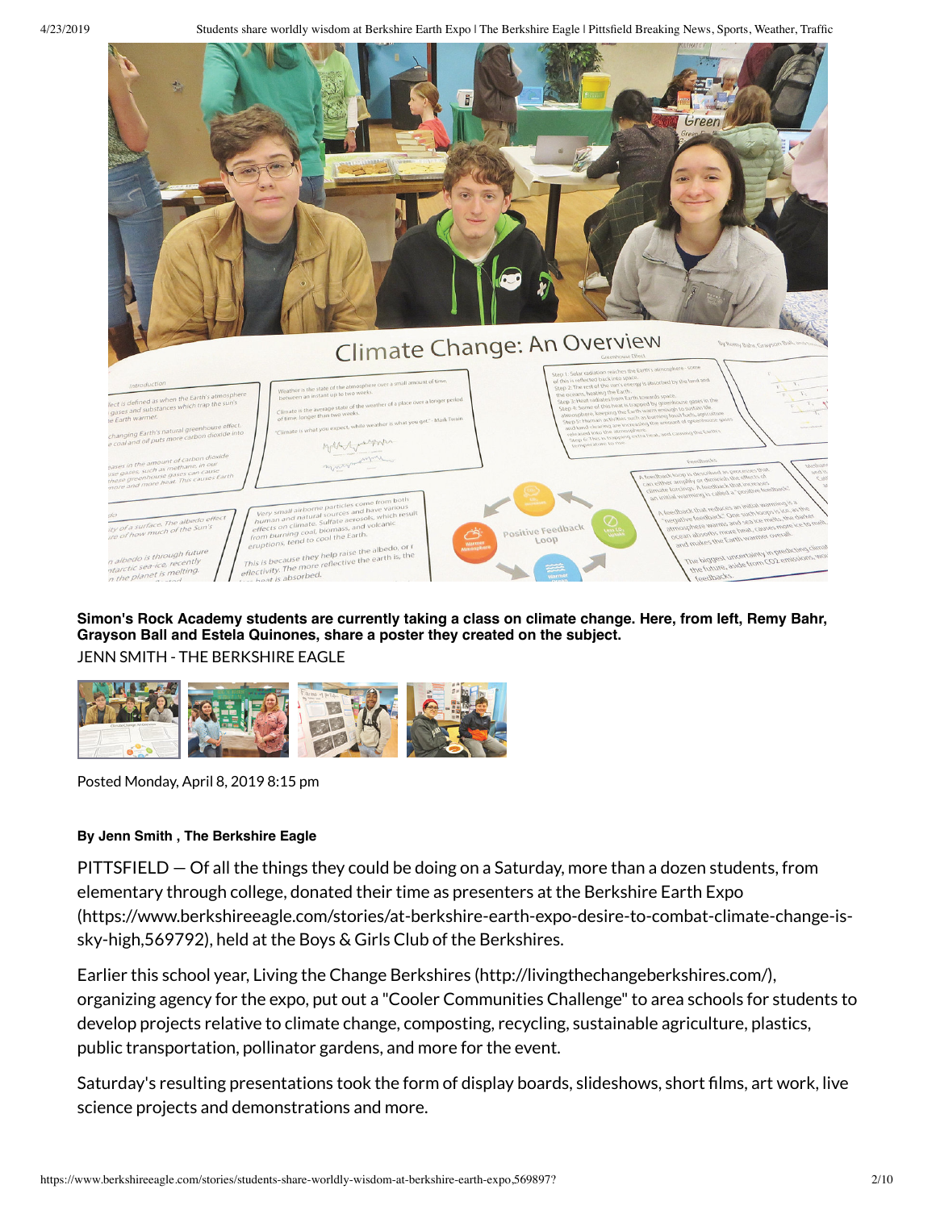Simon's Rock Academy students are currently taking a class on climate change. Here, from left, Remy Bahr, Grayson Ball and Estela Quinones, share a poster they created on the subject.

JENN SMITH - THE BERKSHIRE EAGLE

Posted Monday, April 8, 2019 8:15 pm

**By Jenn Smith , The Berkshire Eagle**

PITTSFIELD — Of all the things they could be doing on a Saturday, more than a dozen students, from elementary through college, donated their time as presenters at the Berkshire Earth Expo (https://www.berkshireeagle.com/stories/at-berkshire-earth-expo-desire-to-combat-climate-change-is-sky-high,569792), held at the Boys & Girls Club of the Berkshires.

Earlier this school year, Living the Change Berkshires (http://livingthechangeberkshires.com/), organizing agency for the expo, put out a "Cooler Communities Challenge" to area schools for students to develop projects relative to climate change, composting, recycling, sustainable agriculture, plastics, public transportation, pollinator gardens, and more for the event.

Saturday's resulting presentations took the form of display boards, slideshows, short films, art work, live science projects and demonstrations and more.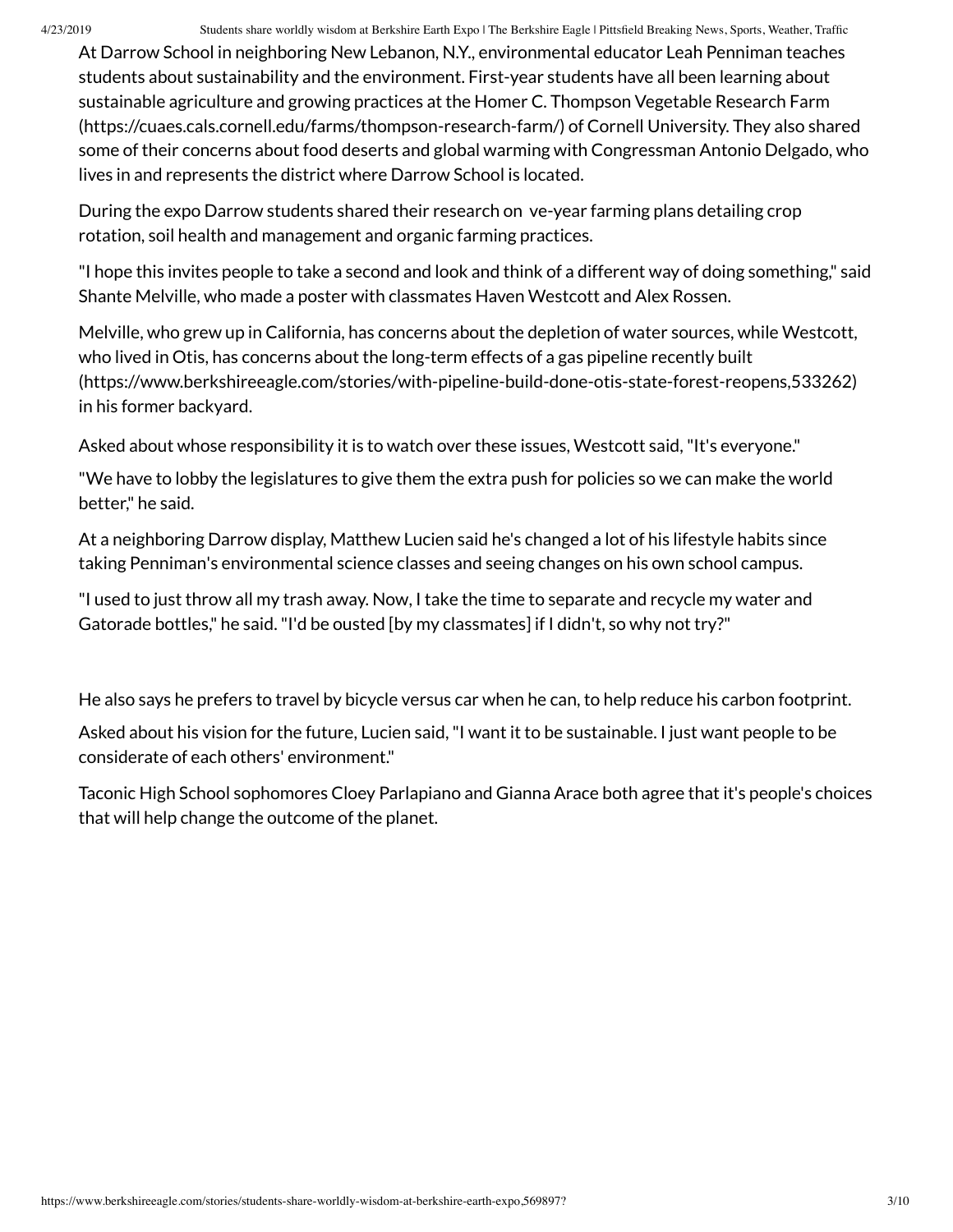At Darrow School in neighboring New Lebanon, N.Y., environmental educator Leah Penniman teaches students about sustainability and the environment. First-year students have all been learning about sustainable agriculture and growing practices at the Homer C. Thompson Vegetable Research Farm (https://cuaes.cals.cornell.edu/farms/thompson-research-farm/) of Cornell University. They also shared some of their concerns about food deserts and global warming with Congressman Antonio Delgado, who lives in and represents the district where Darrow School is located.

During the expo Darrow students shared their research on ve-year farming plans detailing crop rotation, soil health and management and organic farming practices.

"I hope this invites people to take a second and look and think of a different way of doing something," said Shante Melville, who made a poster with classmates Haven Westcott and Alex Rossen.

Melville, who grew up in California, has concerns about the depletion of water sources, while Westcott, who lived in Otis, has concerns about the long-term effects of a gas pipeline recently built (https://www.berkshireeagle.com/stories/with-pipeline-build-done-otis-state-forest-reopens,533262) in his former backyard.

Asked about whose responsibility it is to watch over these issues, Westcott said, "It's everyone."

"We have to lobby the legislatures to give them the extra push for policies so we can make the world better," he said.

At a neighboring Darrow display, Matthew Lucien said he's changed a lot of his lifestyle habits since taking Penniman's environmental science classes and seeing changes on his own school campus.

"I used to just throw all my trash away. Now, I take the time to separate and recycle my water and Gatorade bottles," he said. "I'd be ousted [by my classmates] if I didn't, so why not try?"

He also says he prefers to travel by bicycle versus car when he can, to help reduce his carbon footprint.

Asked about his vision for the future, Lucien said, "I want it to be sustainable. I just want people to be considerate of each others' environment."

Taconic High School sophomores Cloey Parlapiano and Gianna Arace both agree that it's people's choices that will help change the outcome of the planet.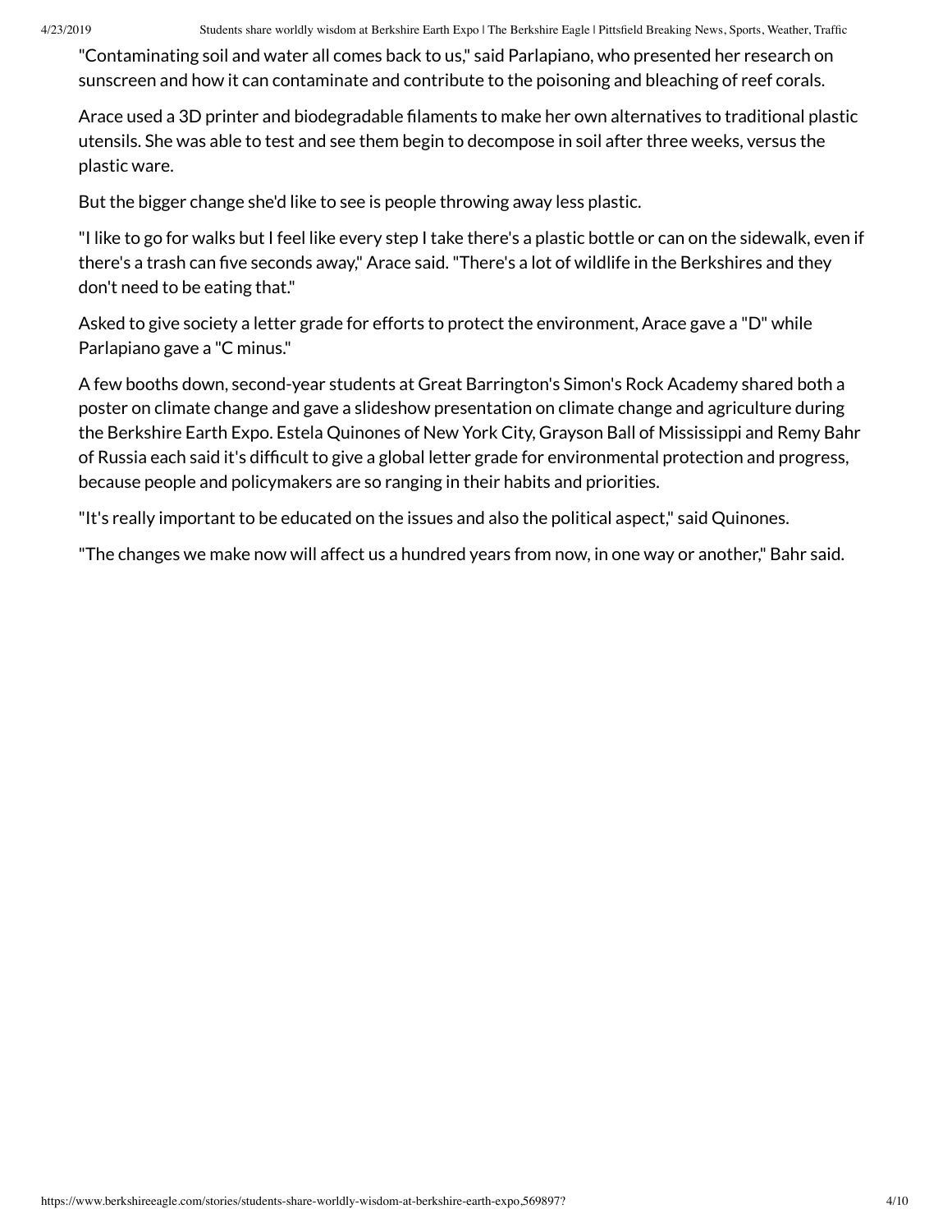"Contaminating soil and water all comes back to us," said Parlapiano, who presented her research on sunscreen and how it can contaminate and contribute to the poisoning and bleaching of reef corals.

Arace used a 3D printer and biodegradable filaments to make her own alternatives to traditional plastic utensils. She was able to test and see them begin to decompose in soil after three weeks, versus the plastic ware.

But the bigger change she'd like to see is people throwing away less plastic.

"I like to go for walks but I feel like every step I take there's a plastic bottle or can on the sidewalk, even if there's a trash can five seconds away," Arace said. "There's a lot of wildlife in the Berkshires and they don't need to be eating that."

Asked to give society a letter grade for efforts to protect the environment, Arace gave a "D" while Parlapiano gave a "C minus."

A few booths down, second-year students at Great Barrington's Simon's Rock Academy shared both a poster on climate change and gave a slideshow presentation on climate change and agriculture during the Berkshire Earth Expo. Estela Quinones of New York City, Grayson Ball of Mississippi and Remy Bahr of Russia each said it's difficult to give a global letter grade for environmental protection and progress, because people and policymakers are so ranging in their habits and priorities.

"It's really important to be educated on the issues and also the political aspect," said Quinones.

"The changes we make now will affect us a hundred years from now, in one way or another," Bahr said.